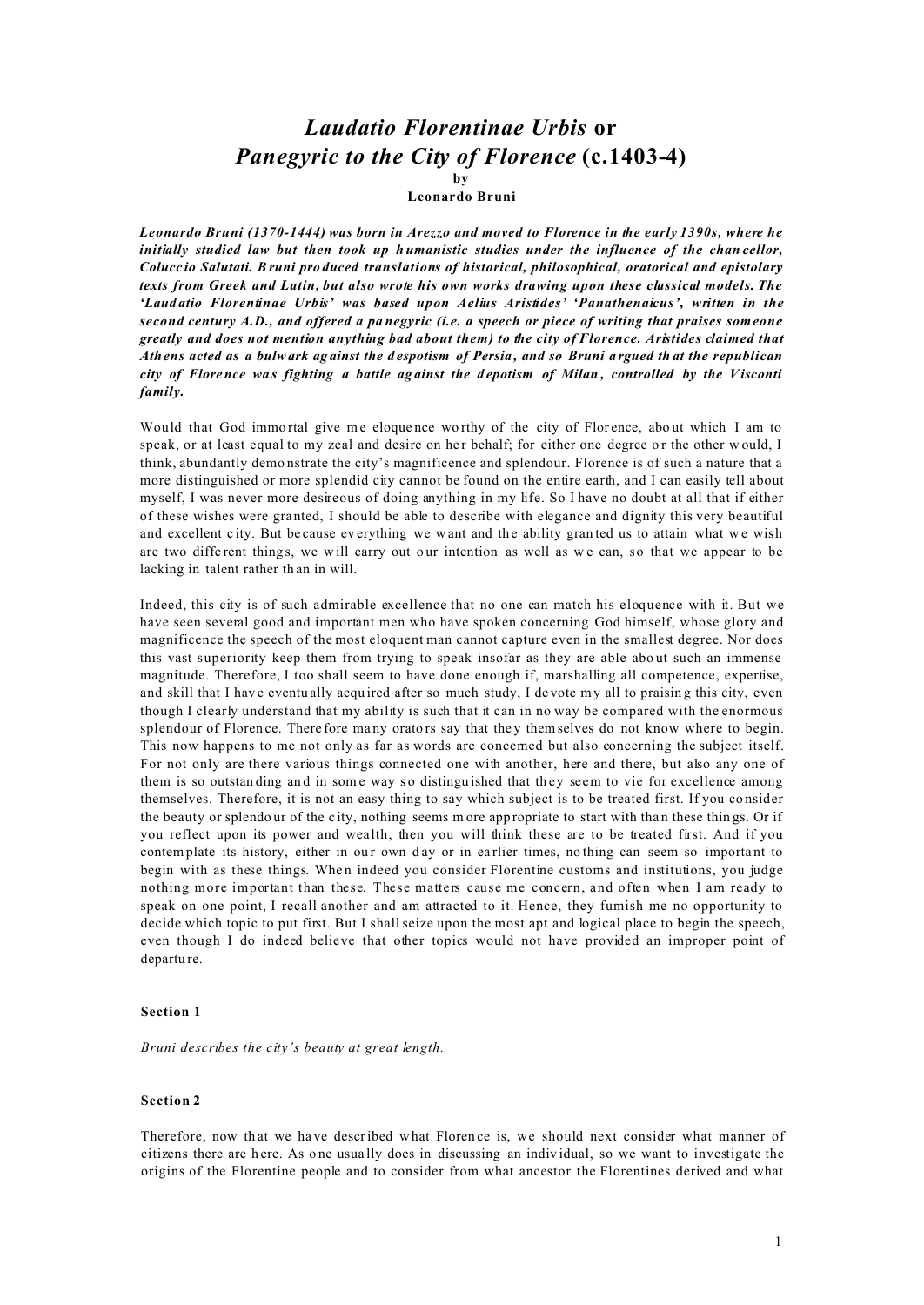# *Laudatio Florentinae Urbis* or *Panegyric to the City of Florence* (c.1403-4)

**by**

**Leonardo Bruni**

***Leonardo Bruni (1370-1444) was born in Arezzo and moved to Florence in the early 1390s, where he initially studied law but then took up humanistic studies under the influence of the chancellor, Coluccio Salutati. Bruni produced translations of historical, philosophical, oratorical and epistolary texts from Greek and Latin, but also wrote his own works drawing upon these classical models. The 'Laudatio Florentinae Urbis' was based upon Aelius Aristides' 'Panathenaicus', written in the second century A.D., and offered a panegyric (i.e. a speech or piece of writing that praises someone greatly and does not mention anything bad about them) to the city of Florence. Aristides claimed that Athens acted as a bulwark against the despotism of Persia, and so Bruni argued that the republican city of Florence was fighting a battle against the depotism of Milan, controlled by the Visconti family.***

Would that God immortal give me eloquence worthy of the city of Florence, about which I am to speak, or at least equal to my zeal and desire on her behalf; for either one degree or the other would, I think, abundantly demonstrate the city's magnificence and splendour. Florence is of such a nature that a more distinguished or more splendid city cannot be found on the entire earth, and I can easily tell about myself, I was never more desireous of doing anything in my life. So I have no doubt at all that if either of these wishes were granted, I should be able to describe with elegance and dignity this very beautiful and excellent city. But because everything we want and the ability granted us to attain what we wish are two different things, we will carry out our intention as well as we can, so that we appear to be lacking in talent rather than in will.

Indeed, this city is of such admirable excellence that no one can match his eloquence with it. But we have seen several good and important men who have spoken concerning God himself, whose glory and magnificence the speech of the most eloquent man cannot capture even in the smallest degree. Nor does this vast superiority keep them from trying to speak insofar as they are able about such an immense magnitude. Therefore, I too shall seem to have done enough if, marshalling all competence, expertise, and skill that I have eventually acquired after so much study, I devote my all to praising this city, even though I clearly understand that my ability is such that it can in no way be compared with the enormous splendour of Florence. Therefore many orators say that they themselves do not know where to begin. This now happens to me not only as far as words are concerned but also concerning the subject itself. For not only are there various things connected one with another, here and there, but also any one of them is so outstanding and in some way so distinguished that they seem to vie for excellence among themselves. Therefore, it is not an easy thing to say which subject is to be treated first. If you consider the beauty or splendour of the city, nothing seems more appropriate to start with than these things. Or if you reflect upon its power and wealth, then you will think these are to be treated first. And if you contemplate its history, either in our own day or in earlier times, nothing can seem so important to begin with as these things. When indeed you consider Florentine customs and institutions, you judge nothing more important than these. These matters cause me concern, and often when I am ready to speak on one point, I recall another and am attracted to it. Hence, they furnish me no opportunity to decide which topic to put first. But I shall seize upon the most apt and logical place to begin the speech, even though I do indeed believe that other topics would not have provided an improper point of departure.

#### Section 1

*Bruni describes the city's beauty at great length.*

#### Section 2

Therefore, now that we have described what Florence is, we should next consider what manner of citizens there are here. As one usually does in discussing an individual, so we want to investigate the origins of the Florentine people and to consider from what ancestor the Florentines derived and what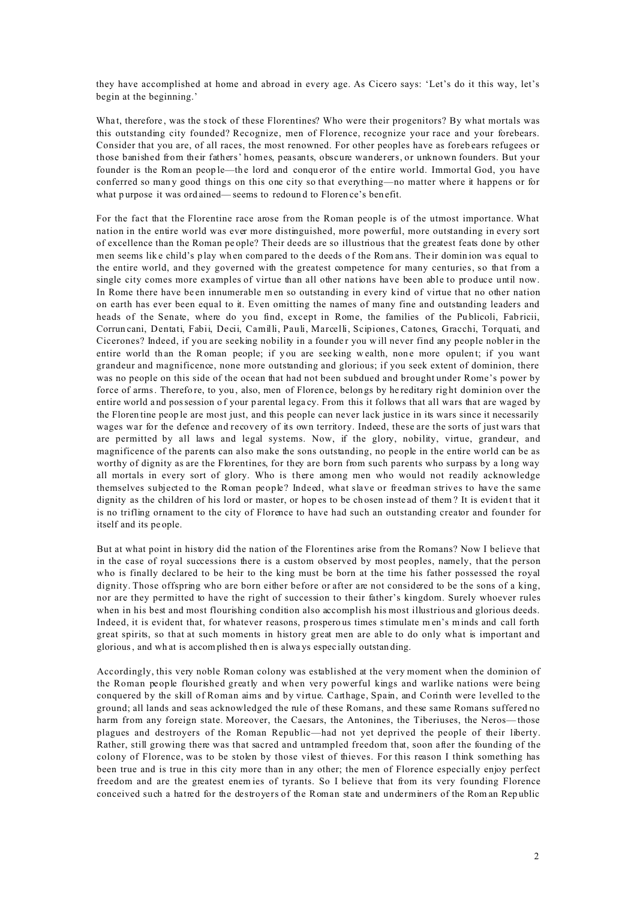they have accomplished at home and abroad in every age. As Cicero says: 'Let's do it this way, let's begin at the beginning.'

What, therefore, was the stock of these Florentines? Who were their progenitors? By what mortals was this outstanding city founded? Recognize, men of Florence, recognize your race and your forebears. Consider that you are, of all races, the most renowned. For other peoples have as forebears refugees or those banished from their fathers' homes, peasants, obscure wanderers, or unknown founders. But your founder is the Roman people—the lord and conqueror of the entire world. Immortal God, you have conferred so many good things on this one city so that everything—no matter where it happens or for what purpose it was ordained—seems to redound to Florence's benefit.

For the fact that the Florentine race arose from the Roman people is of the utmost importance. What nation in the entire world was ever more distinguished, more powerful, more outstanding in every sort of excellence than the Roman people? Their deeds are so illustrious that the greatest feats done by other men seems like child's play when compared to the deeds of the Romans. Their dominion was equal to the entire world, and they governed with the greatest competence for many centuries, so that from a single city comes more examples of virtue than all other nations have been able to produce until now. In Rome there have been innumerable men so outstanding in every kind of virtue that no other nation on earth has ever been equal to it. Even omitting the names of many fine and outstanding leaders and heads of the Senate, where do you find, except in Rome, the families of the Publicoli, Fabricii, Corruncani, Dentati, Fabii, Decii, Camilli, Pauli, Marcelli, Scipiones, Catones, Gracchi, Torquati, and Cicerones? Indeed, if you are seeking nobility in a founder you will never find any people nobler in the entire world than the Roman people; if you are seeking wealth, none more opulent; if you want grandeur and magnificence, none more outstanding and glorious; if you seek extent of dominion, there was no people on this side of the ocean that had not been subdued and brought under Rome's power by force of arms. Therefore, to you, also, men of Florence, belongs by hereditary right dominion over the entire world and possession of your parental legacy. From this it follows that all wars that are waged by the Florentine people are most just, and this people can never lack justice in its wars since it necessarily wages war for the defence and recovery of its own territory. Indeed, these are the sorts of just wars that are permitted by all laws and legal systems. Now, if the glory, nobility, virtue, grandeur, and magnificence of the parents can also make the sons outstanding, no people in the entire world can be as worthy of dignity as are the Florentines, for they are born from such parents who surpass by a long way all mortals in every sort of glory. Who is there among men who would not readily acknowledge themselves subjected to the Roman people? Indeed, what slave or freedman strives to have the same dignity as the children of his lord or master, or hopes to be chosen instead of them? It is evident that it is no trifling ornament to the city of Florence to have had such an outstanding creator and founder for itself and its people.

But at what point in history did the nation of the Florentines arise from the Romans? Now I believe that in the case of royal successions there is a custom observed by most peoples, namely, that the person who is finally declared to be heir to the king must be born at the time his father possessed the royal dignity. Those offspring who are born either before or after are not considered to be the sons of a king, nor are they permitted to have the right of succession to their father's kingdom. Surely whoever rules when in his best and most flourishing condition also accomplish his most illustrious and glorious deeds. Indeed, it is evident that, for whatever reasons, prosperous times stimulate men's minds and call forth great spirits, so that at such moments in history great men are able to do only what is important and glorious, and what is accomplished then is always especially outstanding.

Accordingly, this very noble Roman colony was established at the very moment when the dominion of the Roman people flourished greatly and when very powerful kings and warlike nations were being conquered by the skill of Roman aims and by virtue. Carthage, Spain, and Corinth were levelled to the ground; all lands and seas acknowledged the rule of these Romans, and these same Romans suffered no harm from any foreign state. Moreover, the Caesars, the Antonines, the Tiberiuses, the Neros—those plagues and destroyers of the Roman Republic—had not yet deprived the people of their liberty. Rather, still growing there was that sacred and untrampled freedom that, soon after the founding of the colony of Florence, was to be stolen by those vilest of thieves. For this reason I think something has been true and is true in this city more than in any other; the men of Florence especially enjoy perfect freedom and are the greatest enemies of tyrants. So I believe that from its very founding Florence conceived such a hatred for the destroyers of the Roman state and underminers of the Roman Republic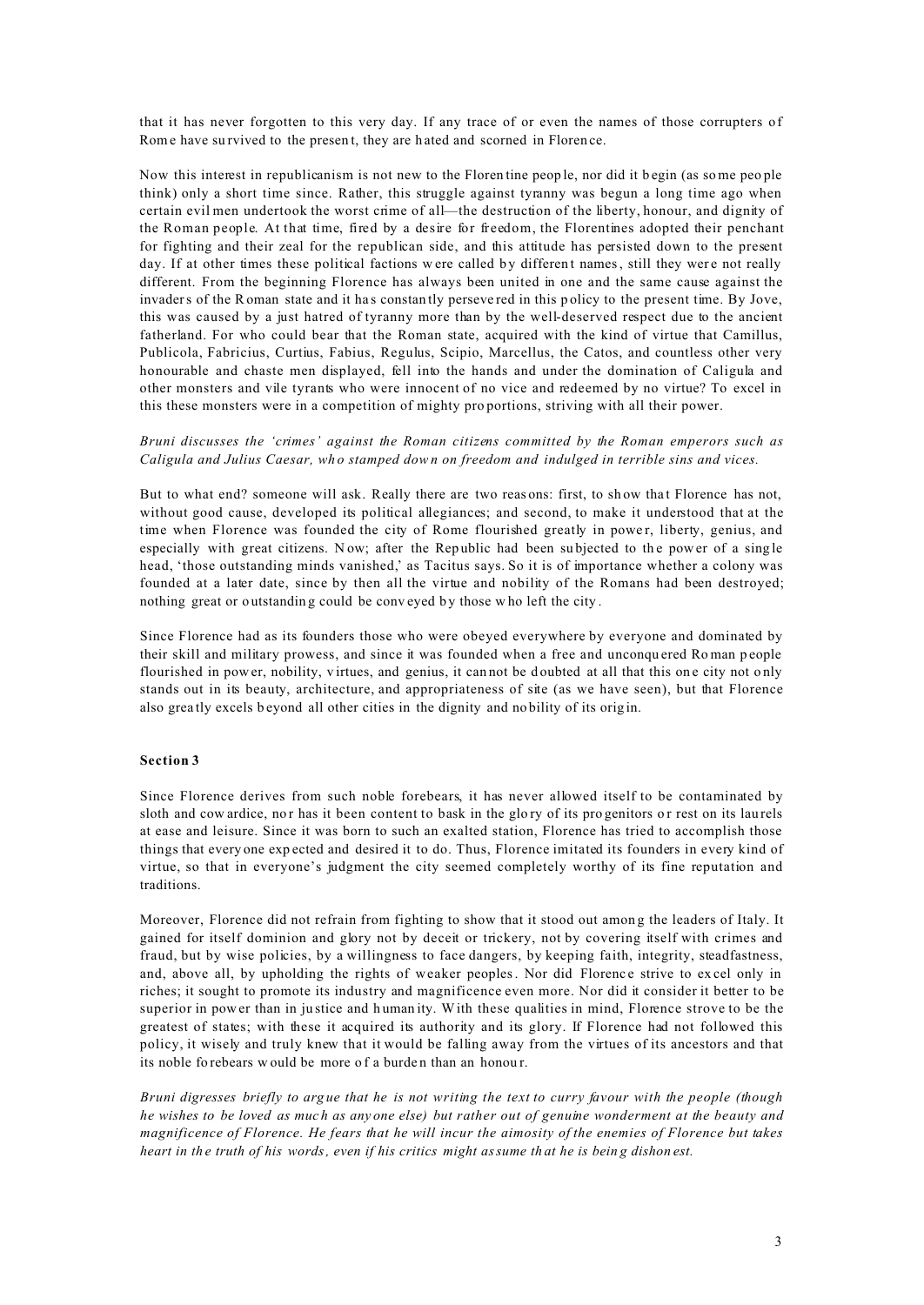that it has never forgotten to this very day. If any trace of or even the names of those corrupters of Rome have survived to the present, they are hated and scorned in Florence.

Now this interest in republicanism is not new to the Florentine people, nor did it begin (as some people think) only a short time since. Rather, this struggle against tyranny was begun a long time ago when certain evil men undertook the worst crime of all—the destruction of the liberty, honour, and dignity of the Roman people. At that time, fired by a desire for freedom, the Florentines adopted their penchant for fighting and their zeal for the republican side, and this attitude has persisted down to the present day. If at other times these political factions were called by different names, still they were not really different. From the beginning Florence has always been united in one and the same cause against the invaders of the Roman state and it has constantly persevered in this policy to the present time. By Jove, this was caused by a just hatred of tyranny more than by the well-deserved respect due to the ancient fatherland. For who could bear that the Roman state, acquired with the kind of virtue that Camillus, Publicola, Fabricius, Curtius, Fabius, Regulus, Scipio, Marcellus, the Catos, and countless other very honourable and chaste men displayed, fell into the hands and under the domination of Caligula and other monsters and vile tyrants who were innocent of no vice and redeemed by no virtue? To excel in this these monsters were in a competition of mighty proportions, striving with all their power.

*Bruni discusses the 'crimes' against the Roman citizens committed by the Roman emperors such as Caligula and Julius Caesar, who stamped down on freedom and indulged in terrible sins and vices.*

But to what end? someone will ask. Really there are two reasons: first, to show that Florence has not, without good cause, developed its political allegiances; and second, to make it understood that at the time when Florence was founded the city of Rome flourished greatly in power, liberty, genius, and especially with great citizens. Now; after the Republic had been subjected to the power of a single head, 'those outstanding minds vanished,' as Tacitus says. So it is of importance whether a colony was founded at a later date, since by then all the virtue and nobility of the Romans had been destroyed; nothing great or outstanding could be conveyed by those who left the city.

Since Florence had as its founders those who were obeyed everywhere by everyone and dominated by their skill and military prowess, and since it was founded when a free and unconquered Roman people flourished in power, nobility, virtues, and genius, it cannot be doubted at all that this one city not only stands out in its beauty, architecture, and appropriateness of site (as we have seen), but that Florence also greatly excels beyond all other cities in the dignity and nobility of its origin.

**Section 3**

Since Florence derives from such noble forebears, it has never allowed itself to be contaminated by sloth and cowardice, nor has it been content to bask in the glory of its progenitors or rest on its laurels at ease and leisure. Since it was born to such an exalted station, Florence has tried to accomplish those things that everyone expected and desired it to do. Thus, Florence imitated its founders in every kind of virtue, so that in everyone's judgment the city seemed completely worthy of its fine reputation and traditions.

Moreover, Florence did not refrain from fighting to show that it stood out among the leaders of Italy. It gained for itself dominion and glory not by deceit or trickery, not by covering itself with crimes and fraud, but by wise policies, by a willingness to face dangers, by keeping faith, integrity, steadfastness, and, above all, by upholding the rights of weaker peoples. Nor did Florence strive to excel only in riches; it sought to promote its industry and magnificence even more. Nor did it consider it better to be superior in power than in justice and humanity. With these qualities in mind, Florence strove to be the greatest of states; with these it acquired its authority and its glory. If Florence had not followed this policy, it wisely and truly knew that it would be falling away from the virtues of its ancestors and that its noble forebears would be more of a burden than an honour.

*Bruni digresses briefly to argue that he is not writing the text to curry favour with the people (though he wishes to be loved as much as anyone else) but rather out of genuine wonderment at the beauty and magnificence of Florence. He fears that he will incur the aimosity of the enemies of Florence but takes heart in the truth of his words, even if his critics might assume that he is being dishonest.*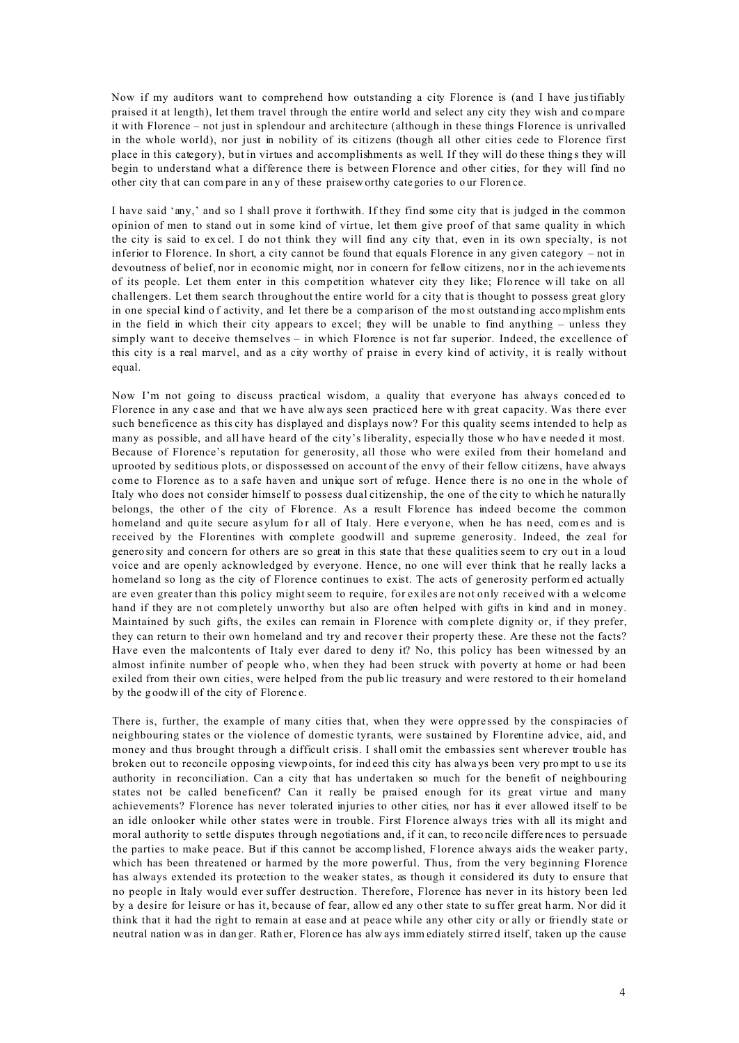Now if my auditors want to comprehend how outstanding a city Florence is (and I have justifiably praised it at length), let them travel through the entire world and select any city they wish and compare it with Florence – not just in splendour and architecture (although in these things Florence is unrivalled in the whole world), nor just in nobility of its citizens (though all other cities cede to Florence first place in this category), but in virtues and accomplishments as well. If they will do these things they will begin to understand what a difference there is between Florence and other cities, for they will find no other city that can compare in any of these praiseworthy categories to our Florence.

I have said 'any,' and so I shall prove it forthwith. If they find some city that is judged in the common opinion of men to stand out in some kind of virtue, let them give proof of that same quality in which the city is said to excel. I do not think they will find any city that, even in its own specialty, is not inferior to Florence. In short, a city cannot be found that equals Florence in any given category – not in devoutness of belief, nor in economic might, nor in concern for fellow citizens, nor in the achievements of its people. Let them enter in this competition whatever city they like; Florence will take on all challengers. Let them search throughout the entire world for a city that is thought to possess great glory in one special kind of activity, and let there be a comparison of the most outstanding accomplishments in the field in which their city appears to excel; they will be unable to find anything – unless they simply want to deceive themselves – in which Florence is not far superior. Indeed, the excellence of this city is a real marvel, and as a city worthy of praise in every kind of activity, it is really without equal.

Now I'm not going to discuss practical wisdom, a quality that everyone has always conceded to Florence in any case and that we have always seen practiced here with great capacity. Was there ever such beneficence as this city has displayed and displays now? For this quality seems intended to help as many as possible, and all have heard of the city's liberality, especially those who have needed it most. Because of Florence's reputation for generosity, all those who were exiled from their homeland and uprooted by seditious plots, or dispossessed on account of the envy of their fellow citizens, have always come to Florence as to a safe haven and unique sort of refuge. Hence there is no one in the whole of Italy who does not consider himself to possess dual citizenship, the one of the city to which he naturally belongs, the other of the city of Florence. As a result Florence has indeed become the common homeland and quite secure asylum for all of Italy. Here everyone, when he has need, comes and is received by the Florentines with complete goodwill and supreme generosity. Indeed, the zeal for generosity and concern for others are so great in this state that these qualities seem to cry out in a loud voice and are openly acknowledged by everyone. Hence, no one will ever think that he really lacks a homeland so long as the city of Florence continues to exist. The acts of generosity performed actually are even greater than this policy might seem to require, for exiles are not only received with a welcome hand if they are not completely unworthy but also are often helped with gifts in kind and in money. Maintained by such gifts, the exiles can remain in Florence with complete dignity or, if they prefer, they can return to their own homeland and try and recover their property these. Are these not the facts? Have even the malcontents of Italy ever dared to deny it? No, this policy has been witnessed by an almost infinite number of people who, when they had been struck with poverty at home or had been exiled from their own cities, were helped from the public treasury and were restored to their homeland by the goodwill of the city of Florence.

There is, further, the example of many cities that, when they were oppressed by the conspiracies of neighbouring states or the violence of domestic tyrants, were sustained by Florentine advice, aid, and money and thus brought through a difficult crisis. I shall omit the embassies sent wherever trouble has broken out to reconcile opposing viewpoints, for indeed this city has always been very prompt to use its authority in reconciliation. Can a city that has undertaken so much for the benefit of neighbouring states not be called beneficent? Can it really be praised enough for its great virtue and many achievements? Florence has never tolerated injuries to other cities, nor has it ever allowed itself to be an idle onlooker while other states were in trouble. First Florence always tries with all its might and moral authority to settle disputes through negotiations and, if it can, to reconcile differences to persuade the parties to make peace. But if this cannot be accomplished, Florence always aids the weaker party, which has been threatened or harmed by the more powerful. Thus, from the very beginning Florence has always extended its protection to the weaker states, as though it considered its duty to ensure that no people in Italy would ever suffer destruction. Therefore, Florence has never in its history been led by a desire for leisure or has it, because of fear, allowed any other state to suffer great harm. Nor did it think that it had the right to remain at ease and at peace while any other city or ally or friendly state or neutral nation was in danger. Rather, Florence has always immediately stirred itself, taken up the cause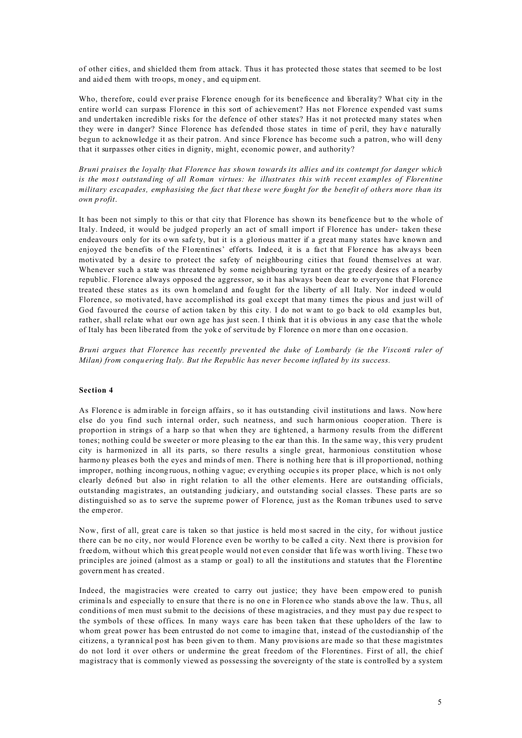of other cities, and shielded them from attack. Thus it has protected those states that seemed to be lost and aided them with troops, money, and equipment.

Who, therefore, could ever praise Florence enough for its beneficence and liberality? What city in the entire world can surpass Florence in this sort of achievement? Has not Florence expended vast sums and undertaken incredible risks for the defence of other states? Has it not protected many states when they were in danger? Since Florence has defended those states in time of peril, they have naturally begun to acknowledge it as their patron. And since Florence has become such a patron, who will deny that it surpasses other cities in dignity, might, economic power, and authority?

*Bruni praises the loyalty that Florence has shown towards its allies and its contempt for danger which is the most outstanding of all Roman virtues: he illustrates this with recent examples of Florentine military escapades, emphasising the fact that these were fought for the benefit of others more than its own profit.*

It has been not simply to this or that city that Florence has shown its beneficence but to the whole of Italy. Indeed, it would be judged properly an act of small import if Florence has under- taken these endeavours only for its own safety, but it is a glorious matter if a great many states have known and enjoyed the benefits of the Florentines' efforts. Indeed, it is a fact that Florence has always been motivated by a desire to protect the safety of neighbouring cities that found themselves at war. Whenever such a state was threatened by some neighbouring tyrant or the greedy desires of a nearby republic. Florence always opposed the aggressor, so it has always been dear to everyone that Florence treated these states as its own homeland and fought for the liberty of all Italy. Nor indeed would Florence, so motivated, have accomplished its goal except that many times the pious and just will of God favoured the course of action taken by this city. I do not want to go back to old examples but, rather, shall relate what our own age has just seen. I think that it is obvious in any case that the whole of Italy has been liberated from the yoke of servitude by Florence on more than one occasion.

*Bruni argues that Florence has recently prevented the duke of Lombardy (ie the Visconti ruler of Milan) from conquering Italy. But the Republic has never become inflated by its success.*

**Section 4**

As Florence is admirable in foreign affairs, so it has outstanding civil institutions and laws. Nowhere else do you find such internal order, such neatness, and such harmonious cooperation. There is proportion in strings of a harp so that when they are tightened, a harmony results from the different tones; nothing could be sweeter or more pleasing to the ear than this. In the same way, this very prudent city is harmonized in all its parts, so there results a single great, harmonious constitution whose harmony pleases both the eyes and minds of men. There is nothing here that is ill proportioned, nothing improper, nothing incongruous, nothing vague; everything occupies its proper place, which is not only clearly de6ned but also in right relation to all the other elements. Here are outstanding officials, outstanding magistrates, an outstanding judiciary, and outstanding social classes. These parts are so distinguished so as to serve the supreme power of Florence, just as the Roman tribunes used to serve the emperor.

Now, first of all, great care is taken so that justice is held most sacred in the city, for without justice there can be no city, nor would Florence even be worthy to be called a city. Next there is provision for freedom, without which this great people would not even consider that life was worth living. These two principles are joined (almost as a stamp or goal) to all the institutions and statutes that the Florentine government has created.

Indeed, the magistracies were created to carry out justice; they have been empowered to punish criminals and especially to ensure that there is no one in Florence who stands above the law. Thus, all conditions of men must submit to the decisions of these magistracies, and they must pay due respect to the symbols of these offices. In many ways care has been taken that these upholders of the law to whom great power has been entrusted do not come to imagine that, instead of the custodianship of the citizens, a tyrannical post has been given to them. Many provisions are made so that these magistrates do not lord it over others or undermine the great freedom of the Florentines. First of all, the chief magistracy that is commonly viewed as possessing the sovereignty of the state is controlled by a system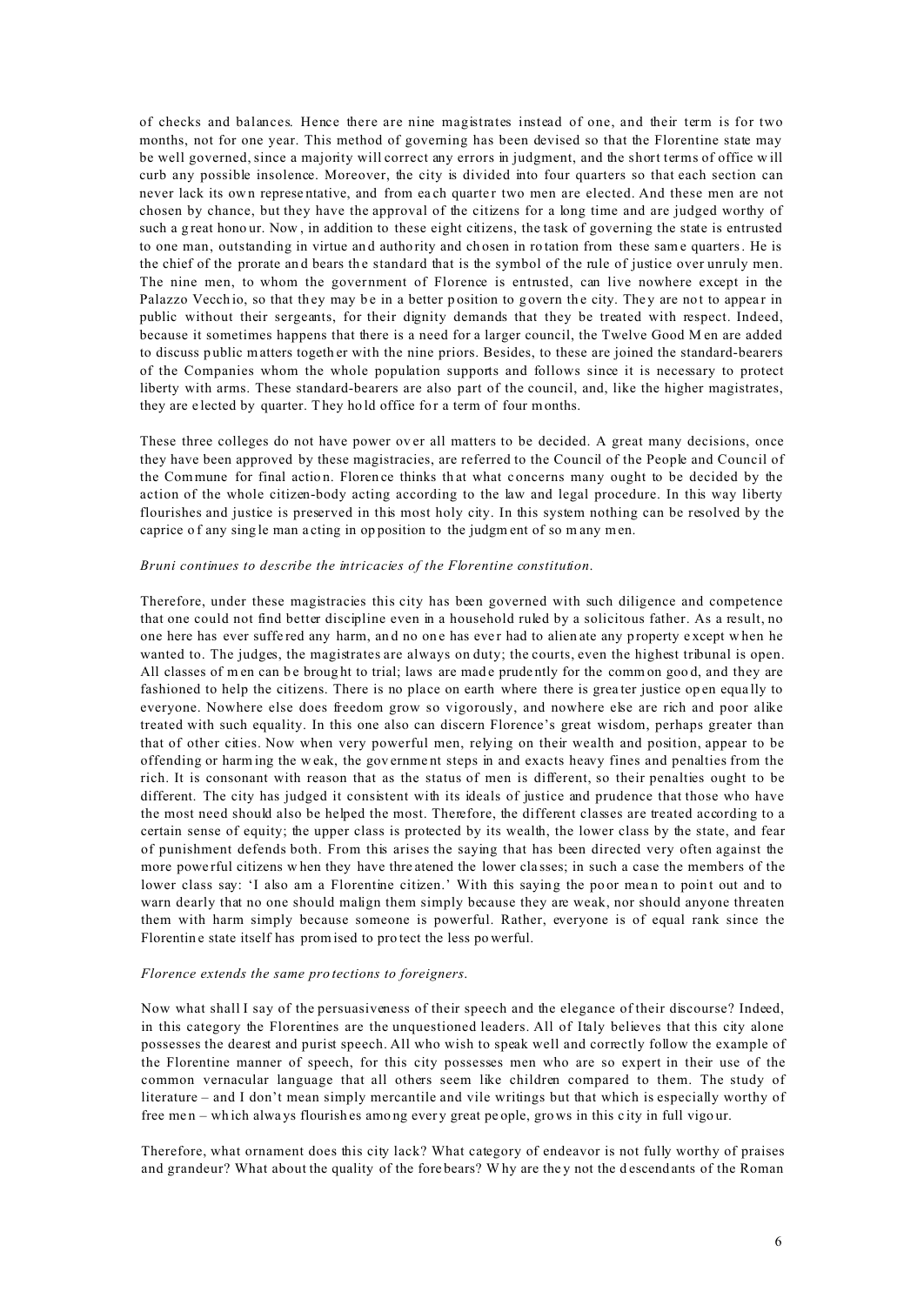of checks and balances. Hence there are nine magistrates instead of one, and their term is for two months, not for one year. This method of governing has been devised so that the Florentine state may be well governed, since a majority will correct any errors in judgment, and the short terms of office will curb any possible insolence. Moreover, the city is divided into four quarters so that each section can never lack its own representative, and from each quarter two men are elected. And these men are not chosen by chance, but they have the approval of the citizens for a long time and are judged worthy of such a great honour. Now, in addition to these eight citizens, the task of governing the state is entrusted to one man, outstanding in virtue and authority and chosen in rotation from these same quarters. He is the chief of the prorate and bears the standard that is the symbol of the rule of justice over unruly men. The nine men, to whom the government of Florence is entrusted, can live nowhere except in the Palazzo Vecchio, so that they may be in a better position to govern the city. They are not to appear in public without their sergeants, for their dignity demands that they be treated with respect. Indeed, because it sometimes happens that there is a need for a larger council, the Twelve Good Men are added to discuss public matters together with the nine priors. Besides, to these are joined the standard-bearers of the Companies whom the whole population supports and follows since it is necessary to protect liberty with arms. These standard-bearers are also part of the council, and, like the higher magistrates, they are elected by quarter. They hold office for a term of four months.

These three colleges do not have power over all matters to be decided. A great many decisions, once they have been approved by these magistracies, are referred to the Council of the People and Council of the Commune for final action. Florence thinks that what concerns many ought to be decided by the action of the whole citizen-body acting according to the law and legal procedure. In this way liberty flourishes and justice is preserved in this most holy city. In this system nothing can be resolved by the caprice of any single man acting in opposition to the judgment of so many men.

*Bruni continues to describe the intricacies of the Florentine constitution.*

Therefore, under these magistracies this city has been governed with such diligence and competence that one could not find better discipline even in a household ruled by a solicitous father. As a result, no one here has ever suffered any harm, and no one has ever had to alienate any property except when he wanted to. The judges, the magistrates are always on duty; the courts, even the highest tribunal is open. All classes of men can be brought to trial; laws are made prudently for the common good, and they are fashioned to help the citizens. There is no place on earth where there is greater justice open equally to everyone. Nowhere else does freedom grow so vigorously, and nowhere else are rich and poor alike treated with such equality. In this one also can discern Florence's great wisdom, perhaps greater than that of other cities. Now when very powerful men, relying on their wealth and position, appear to be offending or harming the weak, the government steps in and exacts heavy fines and penalties from the rich. It is consonant with reason that as the status of men is different, so their penalties ought to be different. The city has judged it consistent with its ideals of justice and prudence that those who have the most need should also be helped the most. Therefore, the different classes are treated according to a certain sense of equity; the upper class is protected by its wealth, the lower class by the state, and fear of punishment defends both. From this arises the saying that has been directed very often against the more powerful citizens when they have threatened the lower classes; in such a case the members of the lower class say: 'I also am a Florentine citizen.' With this saying the poor mean to point out and to warn dearly that no one should malign them simply because they are weak, nor should anyone threaten them with harm simply because someone is powerful. Rather, everyone is of equal rank since the Florentine state itself has promised to protect the less powerful.

*Florence extends the same protections to foreigners.*

Now what shall I say of the persuasiveness of their speech and the elegance of their discourse? Indeed, in this category the Florentines are the unquestioned leaders. All of Italy believes that this city alone possesses the dearest and purist speech. All who wish to speak well and correctly follow the example of the Florentine manner of speech, for this city possesses men who are so expert in their use of the common vernacular language that all others seem like children compared to them. The study of literature – and I don't mean simply mercantile and vile writings but that which is especially worthy of free men – which always flourishes among every great people, grows in this city in full vigour.

Therefore, what ornament does this city lack? What category of endeavor is not fully worthy of praises and grandeur? What about the quality of the forebears? Why are they not the descendants of the Roman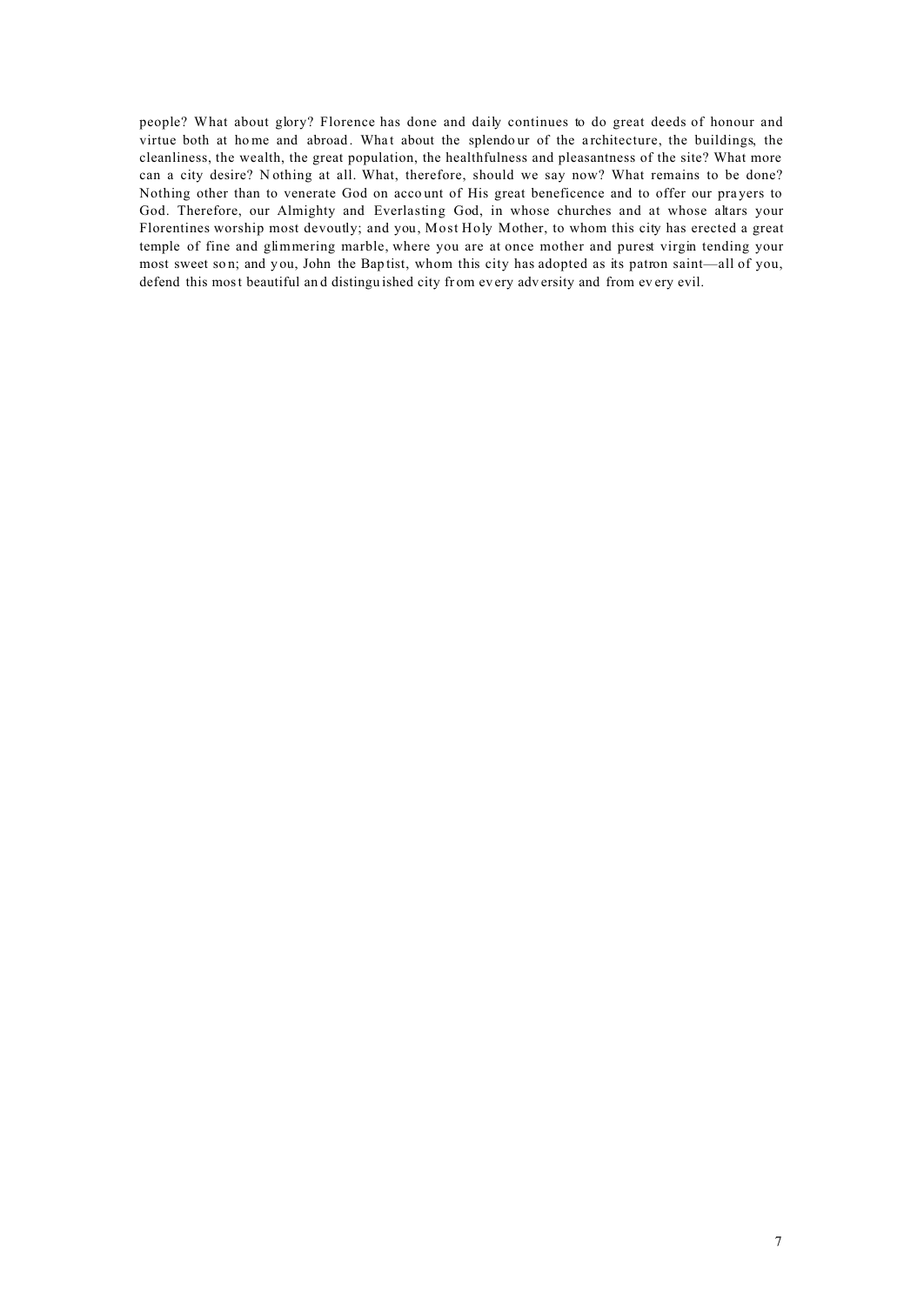people? What about glory? Florence has done and daily continues to do great deeds of honour and virtue both at home and abroad. What about the splendour of the architecture, the buildings, the cleanliness, the wealth, the great population, the healthfulness and pleasantness of the site? What more can a city desire? Nothing at all. What, therefore, should we say now? What remains to be done? Nothing other than to venerate God on account of His great beneficence and to offer our prayers to God. Therefore, our Almighty and Everlasting God, in whose churches and at whose altars your Florentines worship most devoutly; and you, Most Holy Mother, to whom this city has erected a great temple of fine and glimmering marble, where you are at once mother and purest virgin tending your most sweet son; and you, John the Baptist, whom this city has adopted as its patron saint—all of you, defend this most beautiful and distinguished city from every adversity and from every evil.